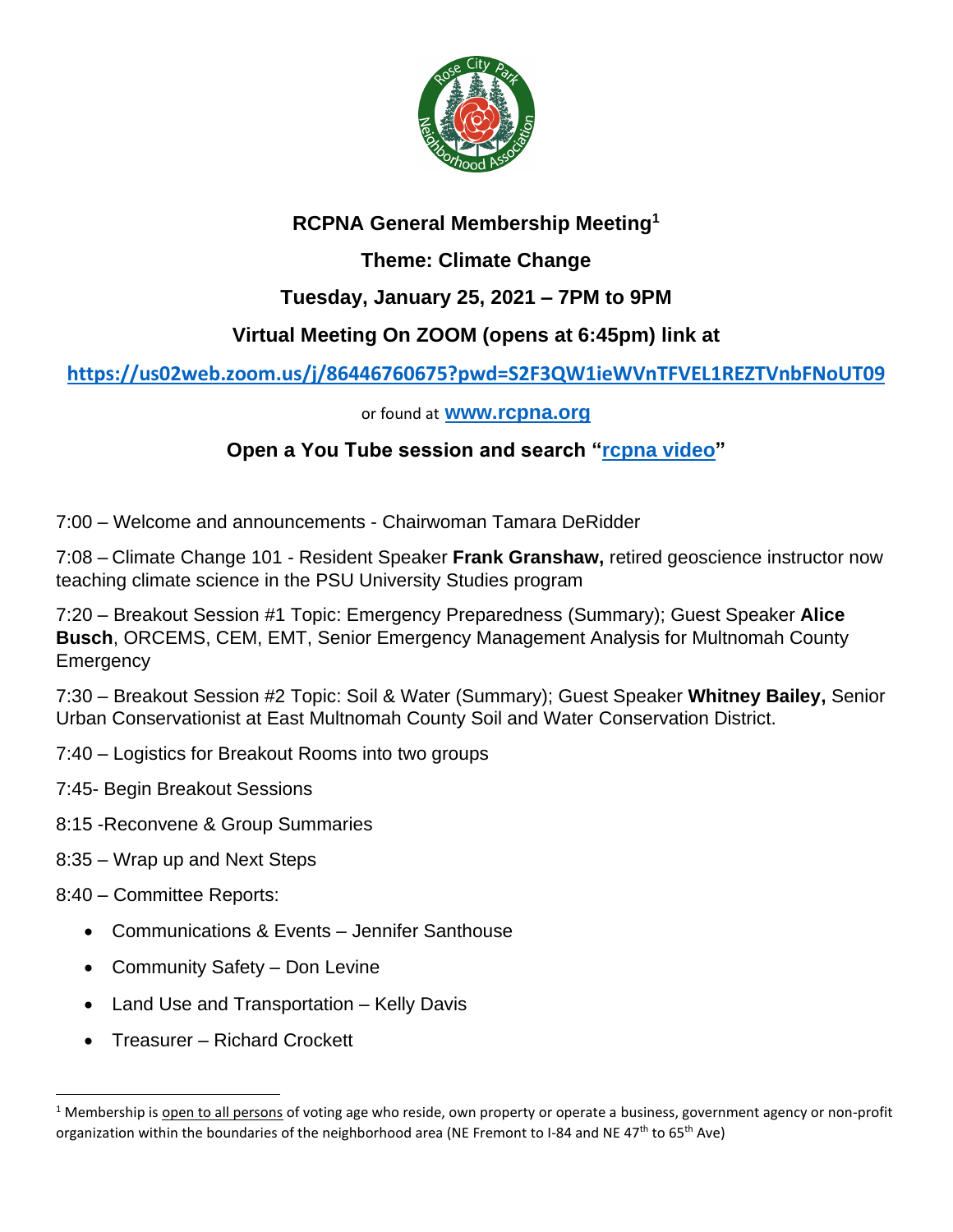# RCPNA General Membership Meeting[1]

## Theme: Climate Change

## Tuesday, January 25, 2021 – 7PM to 9PM

## Virtual Meeting On ZOOM (opens at 6:45pm) link at

**https://us02web.zoom.us/j/86446760675?pwd=S2F3QW1ieWVnTFVEL1REZTVnbFNoUT09**

or found at **www.rcpna.org**

**Open a You Tube session and search "rcpna video"**

7:00 – Welcome and announcements - Chairwoman Tamara DeRidder

7:08 – Climate Change 101 - Resident Speaker **Frank Granshaw,** retired geoscience instructor now teaching climate science in the PSU University Studies program

7:20 – Breakout Session #1 Topic: Emergency Preparedness (Summary); Guest Speaker **Alice Busch**, ORCEMS, CEM, EMT, Senior Emergency Management Analysis for Multnomah County Emergency

7:30 – Breakout Session #2 Topic: Soil & Water (Summary); Guest Speaker **Whitney Bailey,** Senior Urban Conservationist at East Multnomah County Soil and Water Conservation District.

7:40 – Logistics for Breakout Rooms into two groups

7:45- Begin Breakout Sessions

8:15 -Reconvene & Group Summaries

8:35 – Wrap up and Next Steps

8:40 – Committee Reports:

- Communications & Events – Jennifer Santhouse
- Community Safety – Don Levine
- Land Use and Transportation – Kelly Davis
- Treasurer – Richard Crockett

[1] Membership is open to all persons of voting age who reside, own property or operate a business, government agency or non-profit organization within the boundaries of the neighborhood area (NE Fremont to I-84 and NE 47th to 65th Ave)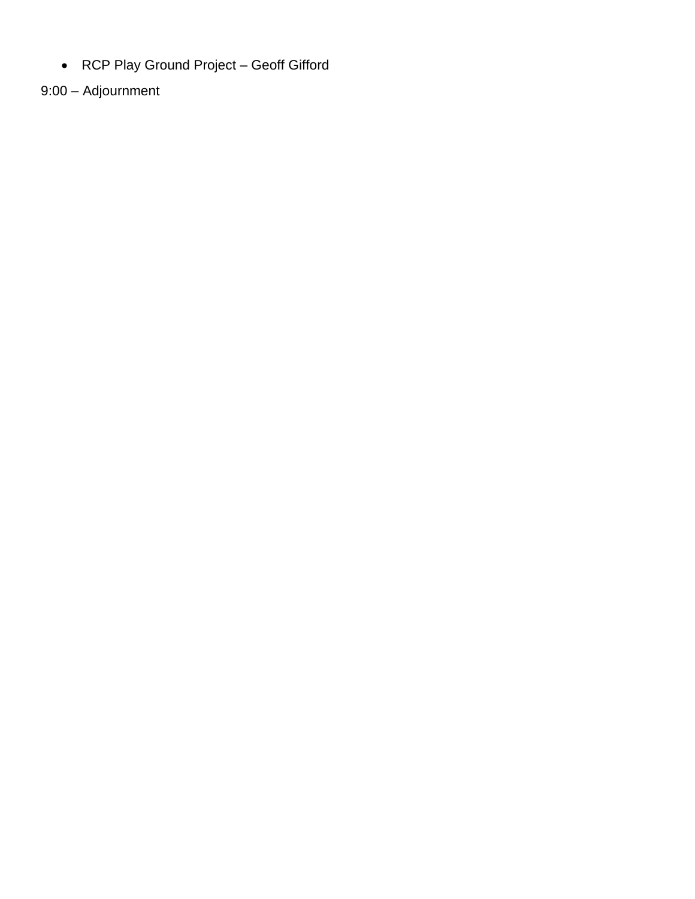- RCP Play Ground Project – Geoff Gifford

9:00 – Adjournment